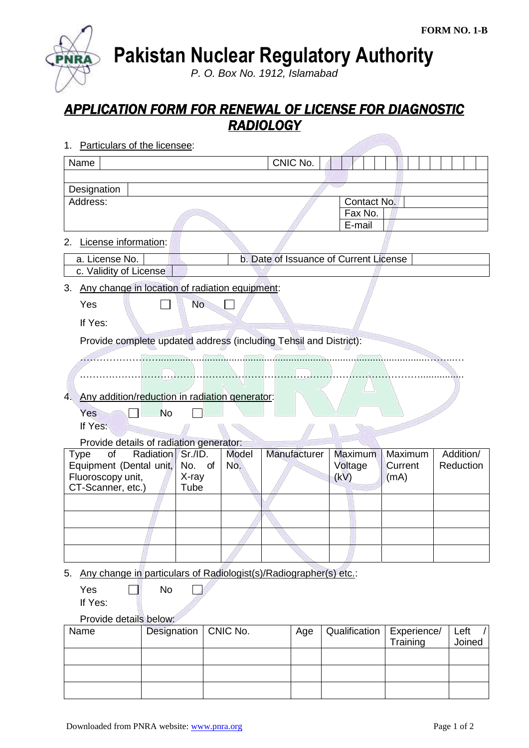FORM NO. 1-B

# Pakistan Nuclear Regulatory Authority

*P. O. Box No. 1912, Islamabad*

## APPLICATION FORM FOR RENEWAL OF LICENSE FOR DIAGNOSTIC RADIOLOGY

1. Particulars of the licensee:

| Name | | CNIC No. | |
|---|---|---|---|
| | | | |
| Designation | | | |
| Address: | | Contact No. | |
| | | Fax No. | |
| | | E-mail | |

2. License information:

| a. License No. | | b. Date of Issuance of Current License | |
|---|---|---|---|
| c. Validity of License | | | |

3. Any change in location of radiation equipment:

   Yes ☐ No ☐

   If Yes:

   Provide complete updated address (including Tehsil and District):

   …………………………………………………………………………………………………………

   …………………………………………………………………………………………………………

4. Any addition/reduction in radiation generator:

   Yes ☐ No ☐

   If Yes:

   Provide details of radiation generator:

| Type of Radiation Equipment (Dental unit, Fluoroscopy unit, CT-Scanner, etc.) | Sr./ID. No. of X-ray Tube | Model No. | Manufacturer | Maximum Voltage (kV) | Maximum Current (mA) | Addition/ Reduction |
|---|---|---|---|---|---|---|
| | | | | | | |
| | | | | | | |
| | | | | | | |
| | | | | | | |

5. Any change in particulars of Radiologist(s)/Radiographer(s) etc.:

   Yes ☐ No ☐

   If Yes:

   Provide details below:

| Name | Designation | CNIC No. | Age | Qualification | Experience/ Training | Left / Joined |
|---|---|---|---|---|---|---|
| | | | | | | |
| | | | | | | |
| | | | | | | |

Downloaded from PNRA website: www.pnra.org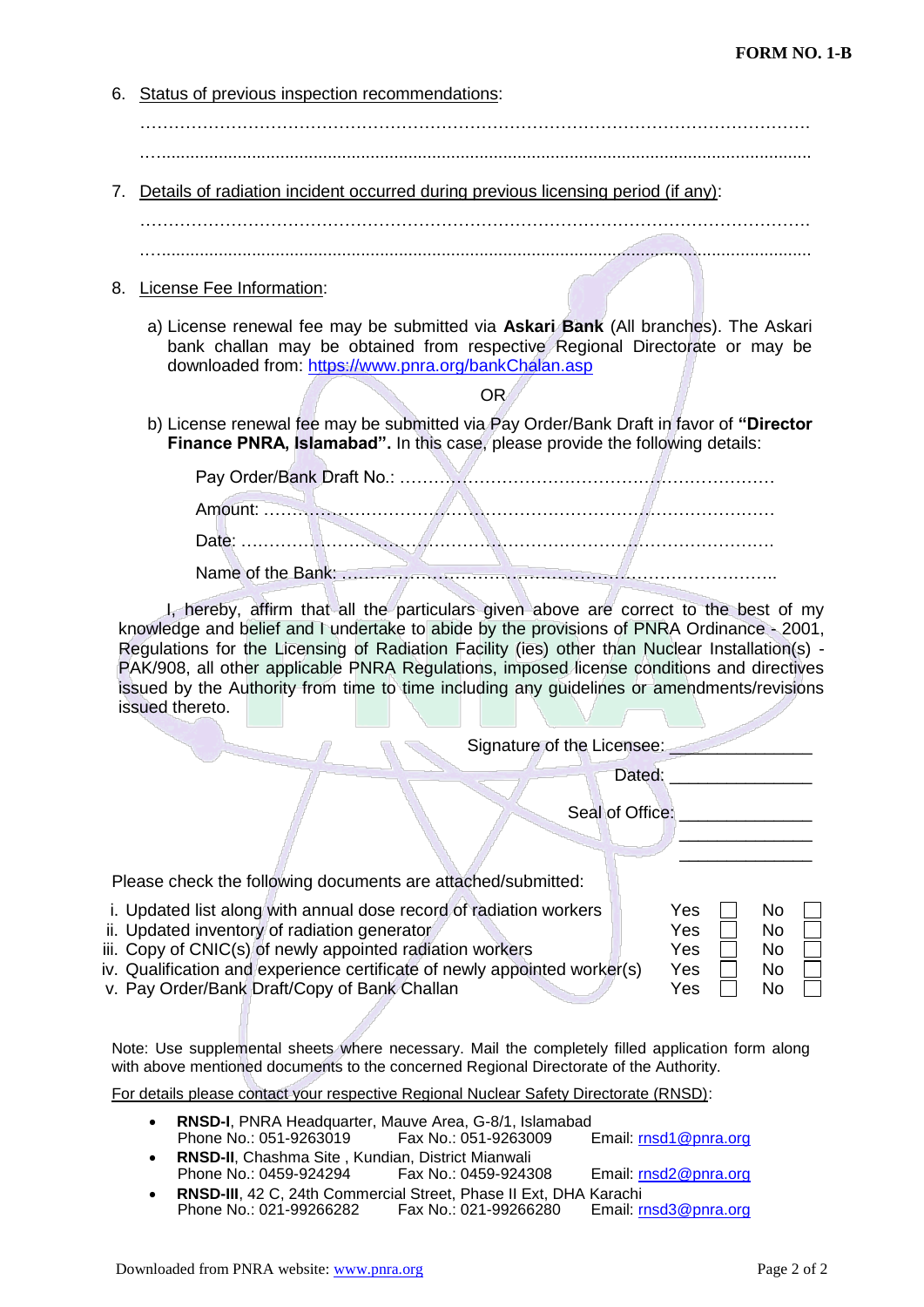6. Status of previous inspection recommendations:

………………………………………………………………………………………………………

…………………………………………………………………………………………………………

7. Details of radiation incident occurred during previous licensing period (if any):

………………………………………………………………………………………………………

…………………………………………………………………………………………………………

8. License Fee Information:

   a) License renewal fee may be submitted via **Askari Bank** (All branches). The Askari bank challan may be obtained from respective Regional Directorate or may be downloaded from: https://www.pnra.org/bankChalan.asp

   OR

   b) License renewal fee may be submitted via Pay Order/Bank Draft in favor of **"Director Finance PNRA, Islamabad".** In this case, please provide the following details:

      Pay Order/Bank Draft No.: …………………………………………………………

      Amount: …………………………………………………………………………

      Date: ……………………………………………………………………………

      Name of the Bank: ………………………………………………………………..

I, hereby, affirm that all the particulars given above are correct to the best of my knowledge and belief and I undertake to abide by the provisions of PNRA Ordinance - 2001, Regulations for the Licensing of Radiation Facility (ies) other than Nuclear Installation(s) - PAK/908, all other applicable PNRA Regulations, imposed license conditions and directives issued by the Authority from time to time including any guidelines or amendments/revisions issued thereto.

Signature of the Licensee: _______________

Dated: _______________

Seal of Office: ______________
______________
______________

Please check the following documents are attached/submitted:

| | | | | |
|---|---|---|---|---|
| i. Updated list along with annual dose record of radiation workers | Yes | ☐ | No | ☐ |
| ii. Updated inventory of radiation generator | Yes | ☐ | No | ☐ |
| iii. Copy of CNIC(s) of newly appointed radiation workers | Yes | ☐ | No | ☐ |
| iv. Qualification and experience certificate of newly appointed worker(s) | Yes | ☐ | No | ☐ |
| v. Pay Order/Bank Draft/Copy of Bank Challan | Yes | ☐ | No | ☐ |

Note: Use supplemental sheets where necessary. Mail the completely filled application form along with above mentioned documents to the concerned Regional Directorate of the Authority.

For details please contact your respective Regional Nuclear Safety Directorate (RNSD):

- **RNSD-I**, PNRA Headquarter, Mauve Area, G-8/1, Islamabad
  Phone No.: 051-9263019 Fax No.: 051-9263009 Email: rnsd1@pnra.org
- **RNSD-II**, Chashma Site , Kundian, District Mianwali
  Phone No.: 0459-924294 Fax No.: 0459-924308 Email: rnsd2@pnra.org
- **RNSD-III**, 42 C, 24th Commercial Street, Phase II Ext, DHA Karachi
  Phone No.: 021-99266282 Fax No.: 021-99266280 Email: rnsd3@pnra.org